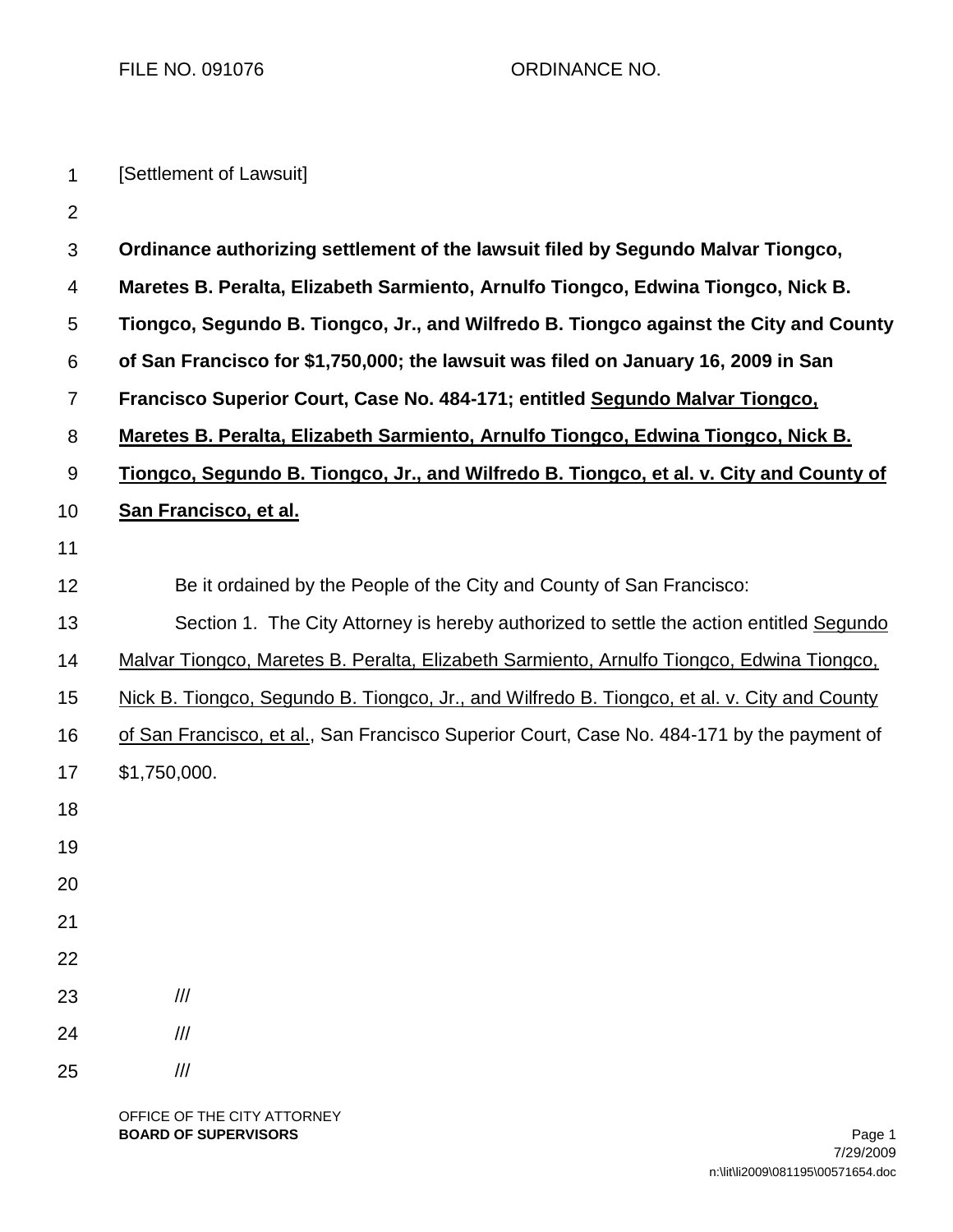FILE NO. 091076 ORDINANCE NO.

[Settlement of Lawsuit]

**Ordinance authorizing settlement of the lawsuit filed by Segundo Malvar Tiongco, Maretes B. Peralta, Elizabeth Sarmiento, Arnulfo Tiongco, Edwina Tiongco, Nick B. Tiongco, Segundo B. Tiongco, Jr., and Wilfredo B. Tiongco against the City and County of San Francisco for $1,750,000; the lawsuit was filed on January 16, 2009 in San Francisco Superior Court, Case No. 484-171; entitled <u>Segundo Malvar Tiongco, Maretes B. Peralta, Elizabeth Sarmiento, Arnulfo Tiongco, Edwina Tiongco, Nick B. Tiongco, Segundo B. Tiongco, Jr., and Wilfredo B. Tiongco, et al. v. City and County of San Francisco, et al.</u>**

Be it ordained by the People of the City and County of San Francisco:

Section 1. The City Attorney is hereby authorized to settle the action entitled <u>Segundo Malvar Tiongco, Maretes B. Peralta, Elizabeth Sarmiento, Arnulfo Tiongco, Edwina Tiongco, Nick B. Tiongco, Segundo B. Tiongco, Jr., and Wilfredo B. Tiongco, et al. v. City and County of San Francisco, et al.</u>, San Francisco Superior Court, Case No. 484-171 by the payment of $1,750,000.

///

///

///

OFFICE OF THE CITY ATTORNEY
**BOARD OF SUPERVISORS**

7/29/2009
n:\lit\li2009\081195\00571654.doc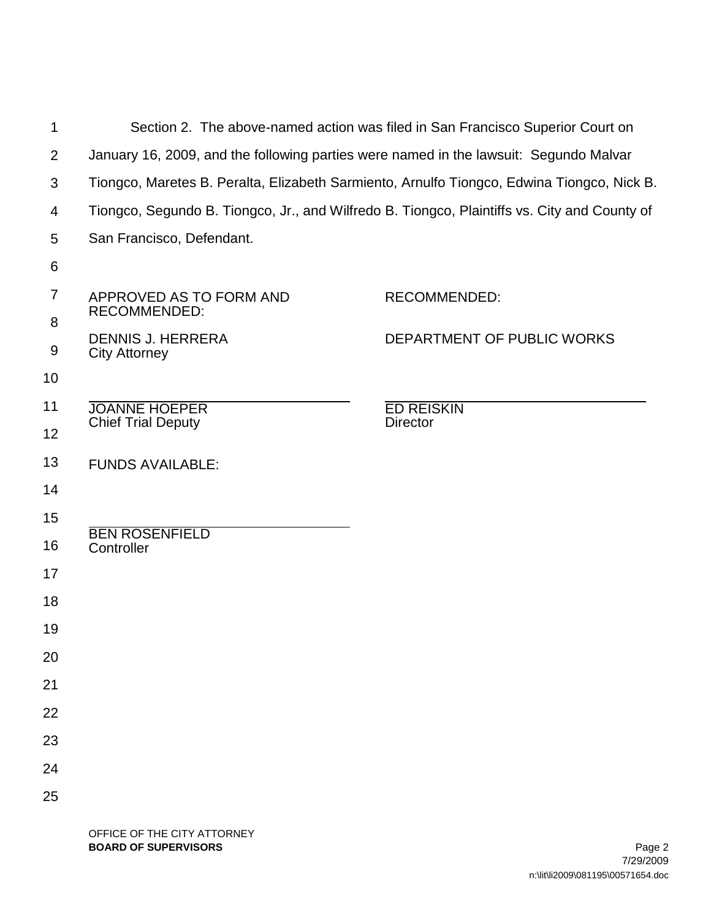Section 2. The above-named action was filed in San Francisco Superior Court on January 16, 2009, and the following parties were named in the lawsuit: Segundo Malvar Tiongco, Maretes B. Peralta, Elizabeth Sarmiento, Arnulfo Tiongco, Edwina Tiongco, Nick B. Tiongco, Segundo B. Tiongco, Jr., and Wilfredo B. Tiongco, Plaintiffs vs. City and County of San Francisco, Defendant.

APPROVED AS TO FORM AND RECOMMENDED:

DENNIS J. HERRERA
City Attorney

JOANNE HOEPER
Chief Trial Deputy

RECOMMENDED:

DEPARTMENT OF PUBLIC WORKS

ED REISKIN
Director

FUNDS AVAILABLE:

BEN ROSENFIELD
Controller

OFFICE OF THE CITY ATTORNEY
**BOARD OF SUPERVISORS**

7/29/2009
n:\lit\li2009\081195\00571654.doc